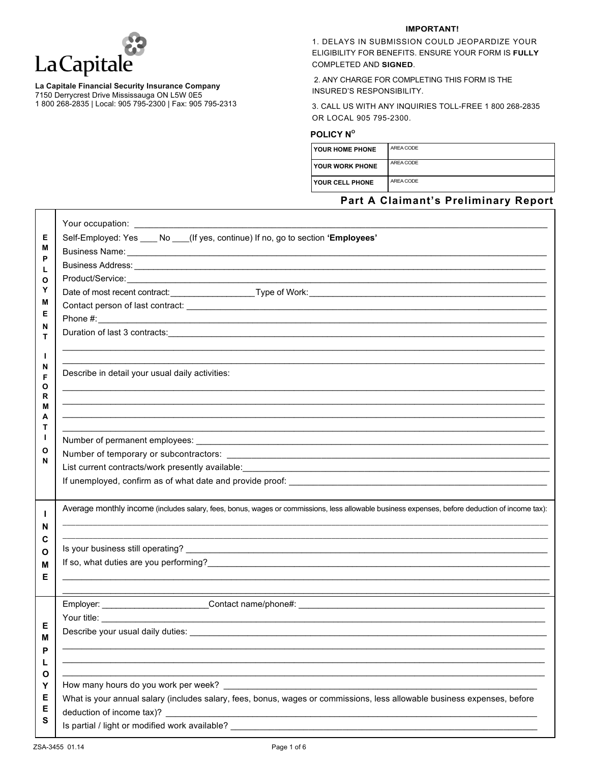**La Capitale**

**La Capitale Financial Security Insurance Company**
7150 Derrycrest Drive Mississauga ON L5W 0E5
1 800 268-2835 | Local: 905 795-2300 | Fax: 905 795-2313

**IMPORTANT!**

1. DELAYS IN SUBMISSION COULD JEOPARDIZE YOUR ELIGIBILITY FOR BENEFITS. ENSURE YOUR FORM IS **FULLY** COMPLETED AND **SIGNED**.

2. ANY CHARGE FOR COMPLETING THIS FORM IS THE INSURED'S RESPONSIBILITY.

3. CALL US WITH ANY INQUIRIES TOLL-FREE 1 800 268-2835 OR LOCAL 905 795-2300.

**POLICY N^O^**

| | |
|---|---|
| YOUR HOME PHONE | AREA CODE |
| YOUR WORK PHONE | AREA CODE |
| YOUR CELL PHONE | AREA CODE |

## Part A Claimant's Preliminary Report

### EMPLOYMENT INFORMATION

Your occupation: ____________________

Self-Employed: Yes ____ No ____(If yes, continue) If no, go to section **'Employees'**

Business Name: ____________________

Business Address: ____________________

Product/Service: ____________________

Date of most recent contract: ____________ Type of Work: ____________________

Contact person of last contract: ____________________

Phone #: ____________________

Duration of last 3 contracts: ____________________

____________________

____________________

Describe in detail your usual daily activities:

____________________

____________________

____________________

____________________

Number of permanent employees: ____________________

Number of temporary or subcontractors: ____________________

List current contracts/work presently available: ____________________

If unemployed, confirm as of what date and provide proof: ____________________

### INCOME

Average monthly income (includes salary, fees, bonus, wages or commissions, less allowable business expenses, before deduction of income tax):

____________________

____________________

Is your business still operating? ____________________

If so, what duties are you performing? ____________________

____________________

____________________

### EMPLOYEES

Employer: ____________ Contact name/phone#: ____________________

Your title: ____________________

Describe your usual daily duties: ____________________

____________________

____________________

____________________

How many hours do you work per week? ____________________

What is your annual salary (includes salary, fees, bonus, wages or commissions, less allowable business expenses, before deduction of income tax)? ____________________

Is partial / light or modified work available? ____________________

ZSA-3455 01.14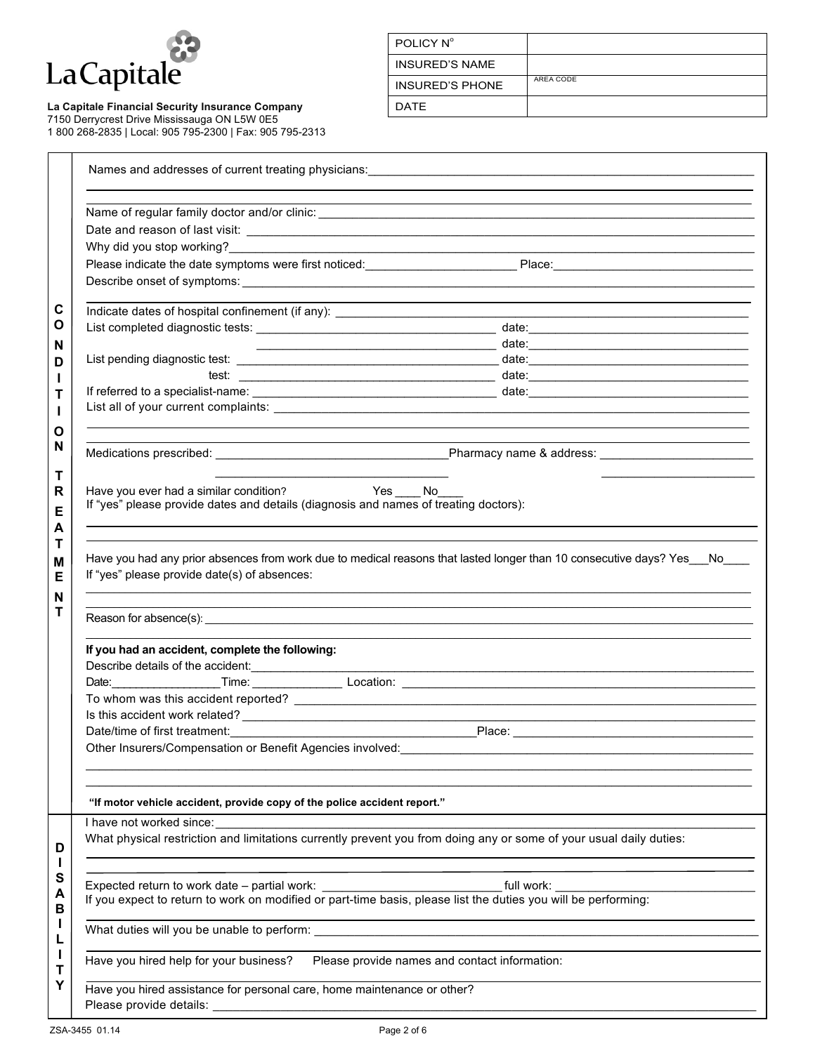**La Capitale Financial Security Insurance Company**
7150 Derrycrest Drive Mississauga ON L5W 0E5
1 800 268-2835 | Local: 905 795-2300 | Fax: 905 795-2313

| | |
|---|---|
| POLICY N° | |
| INSURED'S NAME | |
| INSURED'S PHONE | AREA CODE |
| DATE | |

## CONDITION TREATMENT

Names and addresses of current treating physicians: ______________________________

______________________________

Name of regular family doctor and/or clinic: ______________________________

Date and reason of last visit: ______________________________

Why did you stop working? ______________________________

Please indicate the date symptoms were first noticed: ____________ Place: ____________

Describe onset of symptoms: ______________________________

Indicate dates of hospital confinement (if any): ______________________________

List completed diagnostic tests: ____________ date: ____________

____________ date: ____________

List pending diagnostic test: ____________ date: ____________

test: ____________ date: ____________

If referred to a specialist-name: ____________ date: ____________

List all of your current complaints: ______________________________

______________________________

Medications prescribed: ____________ Pharmacy name & address: ____________

Have you ever had a similar condition? Yes ____ No____

If "yes" please provide dates and details (diagnosis and names of treating doctors):

______________________________

Have you had any prior absences from work due to medical reasons that lasted longer than 10 consecutive days? Yes___No____

If "yes" please provide date(s) of absences:

______________________________

Reason for absence(s): ______________________________

**If you had an accident, complete the following:**

Describe details of the accident: ______________________________

Date: ____________ Time: ____________ Location: ____________

To whom was this accident reported? ______________________________

Is this accident work related? ______________________________

Date/time of first treatment: ____________ Place: ____________

Other Insurers/Compensation or Benefit Agencies involved: ______________________________

______________________________

**"If motor vehicle accident, provide copy of the police accident report."**

## DISABILITY

I have not worked since: ______________________________

What physical restriction and limitations currently prevent you from doing any or some of your usual daily duties:

______________________________

Expected return to work date – partial work: ____________ full work: ____________

If you expect to return to work on modified or part-time basis, please list the duties you will be performing:

______________________________

What duties will you be unable to perform: ______________________________

Have you hired help for your business? Please provide names and contact information:

______________________________

Have you hired assistance for personal care, home maintenance or other?

Please provide details: ______________________________

ZSA-3455 01.14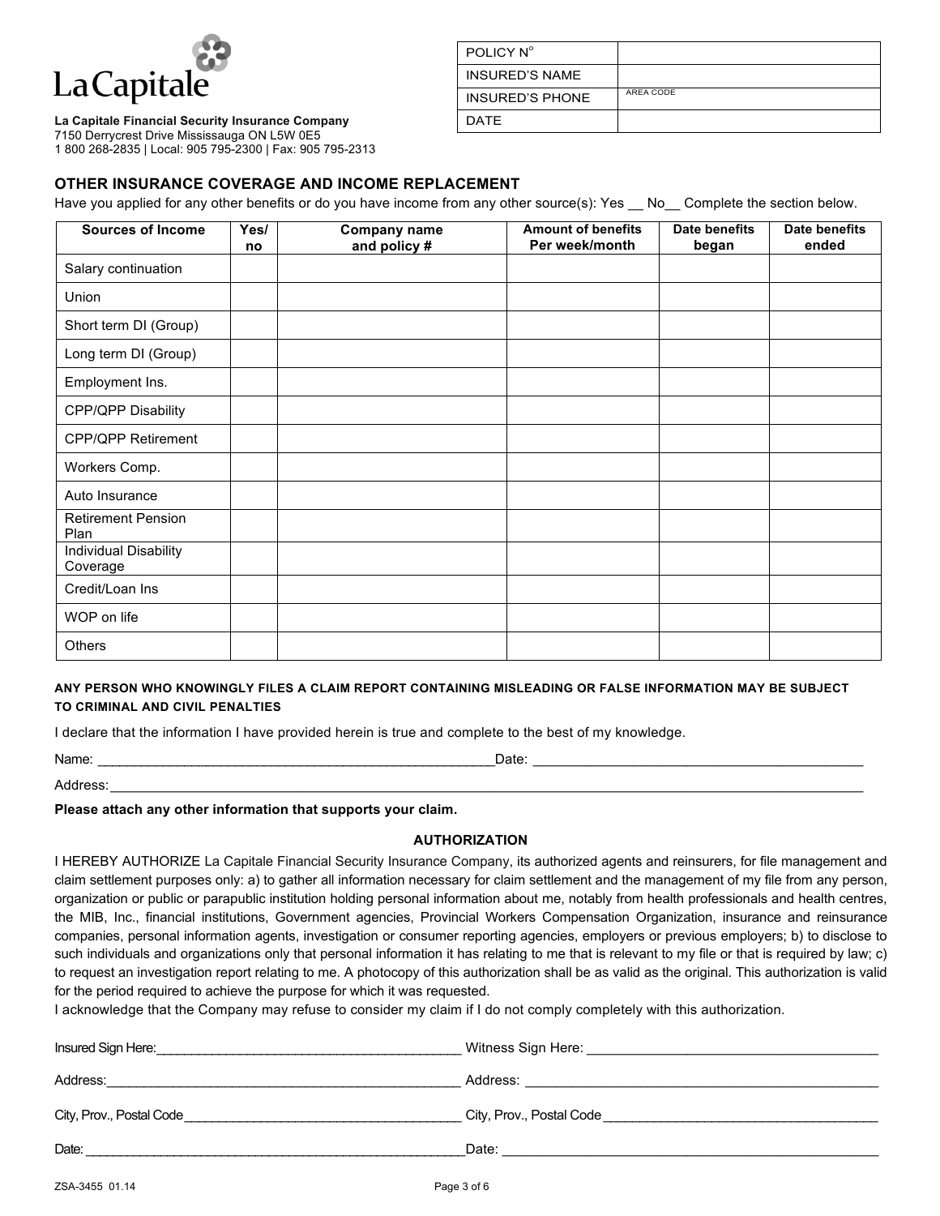La Capitale

**La Capitale Financial Security Insurance Company**
7150 Derrycrest Drive Mississauga ON L5W 0E5
1 800 268-2835 | Local: 905 795-2300 | Fax: 905 795-2313

| POLICY N° | |
|---|---|
| INSURED'S NAME | |
| INSURED'S PHONE | AREA CODE |
| DATE | |

## OTHER INSURANCE COVERAGE AND INCOME REPLACEMENT

Have you applied for any other benefits or do you have income from any other source(s): Yes __ No__ Complete the section below.

| Sources of Income | Yes/ no | Company name and policy # | Amount of benefits Per week/month | Date benefits began | Date benefits ended |
|---|---|---|---|---|---|
| Salary continuation | | | | | |
| Union | | | | | |
| Short term DI (Group) | | | | | |
| Long term DI (Group) | | | | | |
| Employment Ins. | | | | | |
| CPP/QPP Disability | | | | | |
| CPP/QPP Retirement | | | | | |
| Workers Comp. | | | | | |
| Auto Insurance | | | | | |
| Retirement Pension Plan | | | | | |
| Individual Disability Coverage | | | | | |
| Credit/Loan Ins | | | | | |
| WOP on life | | | | | |
| Others | | | | | |

**ANY PERSON WHO KNOWINGLY FILES A CLAIM REPORT CONTAINING MISLEADING OR FALSE INFORMATION MAY BE SUBJECT TO CRIMINAL AND CIVIL PENALTIES**

I declare that the information I have provided herein is true and complete to the best of my knowledge.

Name: ______________________________________________________Date: ____________________________________________

Address: ________________________________________________________________________________________________________

**Please attach any other information that supports your claim.**

### AUTHORIZATION

I HEREBY AUTHORIZE La Capitale Financial Security Insurance Company, its authorized agents and reinsurers, for file management and claim settlement purposes only: a) to gather all information necessary for claim settlement and the management of my file from any person, organization or public or parapublic institution holding personal information about me, notably from health professionals and health centres, the MIB, Inc., financial institutions, Government agencies, Provincial Workers Compensation Organization, insurance and reinsurance companies, personal information agents, investigation or consumer reporting agencies, employers or previous employers; b) to disclose to such individuals and organizations only that personal information it has relating to me that is relevant to my file or that is required by law; c) to request an investigation report relating to me. A photocopy of this authorization shall be as valid as the original. This authorization is valid for the period required to achieve the purpose for which it was requested.
I acknowledge that the Company may refuse to consider my claim if I do not comply completely with this authorization.

Insured Sign Here:__________________________________________ Witness Sign Here: ______________________________________

Address:__________________________________________________ Address: ________________________________________________

City, Prov., Postal Code_____________________________________ City, Prov., Postal Code_____________________________________

Date: _____________________________________________________Date: __________________________________________________

ZSA-3455 01.14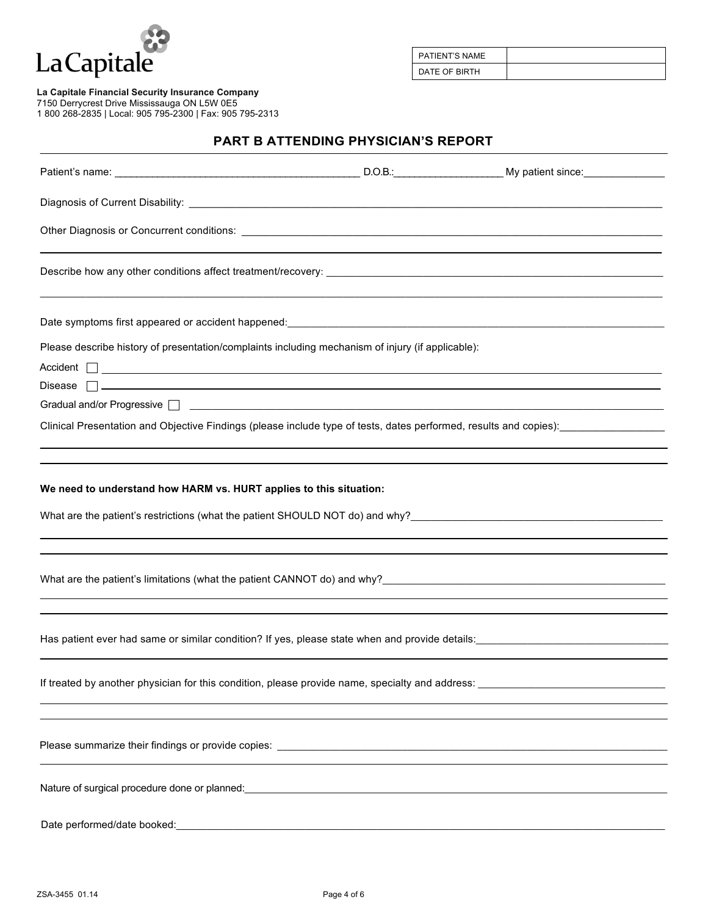La Capitale

**La Capitale Financial Security Insurance Company**
7150 Derrycrest Drive Mississauga ON L5W 0E5
1 800 268-2835 | Local: 905 795-2300 | Fax: 905 795-2313

| PATIENT'S NAME | |
|---|---|
| DATE OF BIRTH | |

## PART B ATTENDING PHYSICIAN'S REPORT

Patient's name: ___________________________________________ D.O.B.:___________________ My patient since:______________

Diagnosis of Current Disability: ___________________________________________________________________________________

Other Diagnosis or Concurrent conditions: ___________________________________________________________________________

___________________________________________________________________________________________________________

Describe how any other conditions affect treatment/recovery: ______________________________________________________________

___________________________________________________________________________________________________________

Date symptoms first appeared or accident happened:___________________________________________________________________

Please describe history of presentation/complaints including mechanism of injury (if applicable):

Accident ☐ ________________________________________________________________________________________________

Disease ☐ ________________________________________________________________________________________________

Gradual and/or Progressive ☐ ___________________________________________________________________________________

Clinical Presentation and Objective Findings (please include type of tests, dates performed, results and copies):__________________

___________________________________________________________________________________________________________

___________________________________________________________________________________________________________

**We need to understand how HARM vs. HURT applies to this situation:**

What are the patient's restrictions (what the patient SHOULD NOT do) and why?_______________________________________________

___________________________________________________________________________________________________________

___________________________________________________________________________________________________________

What are the patient's limitations (what the patient CANNOT do) and why?____________________________________________________

___________________________________________________________________________________________________________

___________________________________________________________________________________________________________

Has patient ever had same or similar condition? If yes, please state when and provide details:__________________________________

___________________________________________________________________________________________________________

If treated by another physician for this condition, please provide name, specialty and address: ________________________________

___________________________________________________________________________________________________________

___________________________________________________________________________________________________________

Please summarize their findings or provide copies: _____________________________________________________________________

___________________________________________________________________________________________________________

Nature of surgical procedure done or planned:_________________________________________________________________________

Date performed/date booked:_______________________________________________________________________________________

ZSA-3455 01.14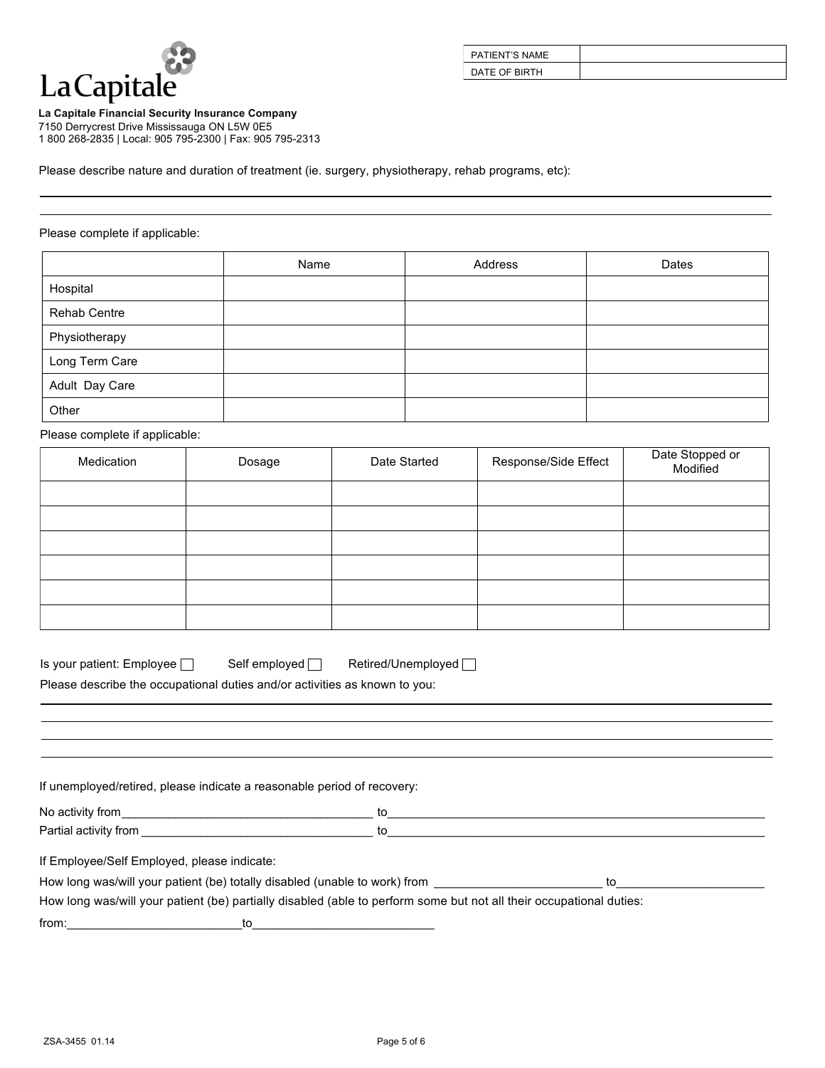| PATIENT'S NAME | |
|---|---|
| DATE OF BIRTH | |

**La Capitale Financial Security Insurance Company**
7150 Derrycrest Drive Mississauga ON L5W 0E5
1 800 268-2835 | Local: 905 795-2300 | Fax: 905 795-2313

Please describe nature and duration of treatment (ie. surgery, physiotherapy, rehab programs, etc):

______________________________________________________________________

______________________________________________________________________

Please complete if applicable:

| | Name | Address | Dates |
|---|---|---|---|
| Hospital | | | |
| Rehab Centre | | | |
| Physiotherapy | | | |
| Long Term Care | | | |
| Adult Day Care | | | |
| Other | | | |

Please complete if applicable:

| Medication | Dosage | Date Started | Response/Side Effect | Date Stopped or Modified |
|---|---|---|---|---|
| | | | | |
| | | | | |
| | | | | |
| | | | | |
| | | | | |
| | | | | |

Is your patient: Employee ☐ Self employed ☐ Retired/Unemployed ☐

Please describe the occupational duties and/or activities as known to you:

______________________________________________________________________

______________________________________________________________________

______________________________________________________________________

______________________________________________________________________

If unemployed/retired, please indicate a reasonable period of recovery:

No activity from_____________________________________ to_____________________________________

Partial activity from __________________________________ to_____________________________________

If Employee/Self Employed, please indicate:

How long was/will your patient (be) totally disabled (unable to work) from ________________________ to______________________

How long was/will your patient (be) partially disabled (able to perform some but not all their occupational duties:

from:__________________________to___________________________

ZSA-3455 01.14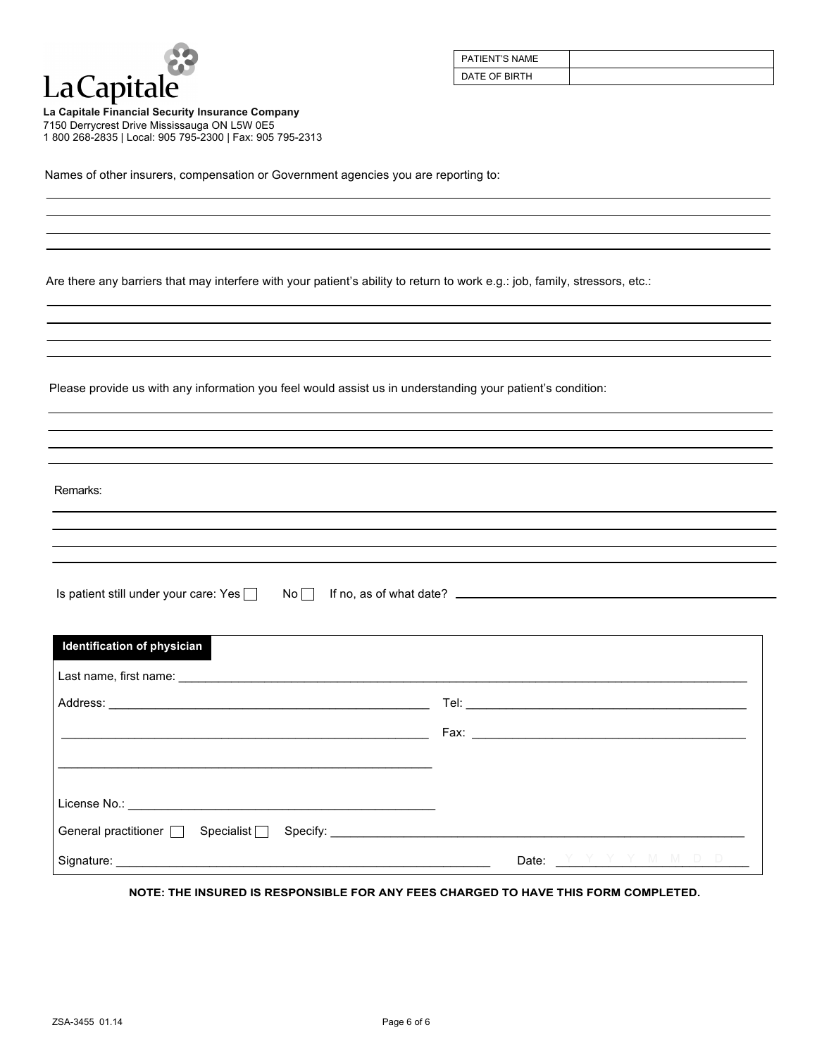La Capitale

**La Capitale Financial Security Insurance Company**
7150 Derrycrest Drive Mississauga ON L5W 0E5
1 800 268-2835 | Local: 905 795-2300 | Fax: 905 795-2313

| | |
|---|---|
| PATIENT'S NAME | |
| DATE OF BIRTH | |

Names of other insurers, compensation or Government agencies you are reporting to:

Are there any barriers that may interfere with your patient's ability to return to work e.g.: job, family, stressors, etc.:

Please provide us with any information you feel would assist us in understanding your patient's condition:

Remarks:

Is patient still under your care: Yes ☐ No ☐ If no, as of what date? ____________

**Identification of physician**

Last name, first name: ____________

Address: ____________ Tel: ____________

____________ Fax: ____________

____________

License No.: ____________

General practitioner ☐ Specialist ☐ Specify: ____________

Signature: ____________ Date: Y Y Y Y M M D D

**NOTE: THE INSURED IS RESPONSIBLE FOR ANY FEES CHARGED TO HAVE THIS FORM COMPLETED.**

ZSA-3455 01.14